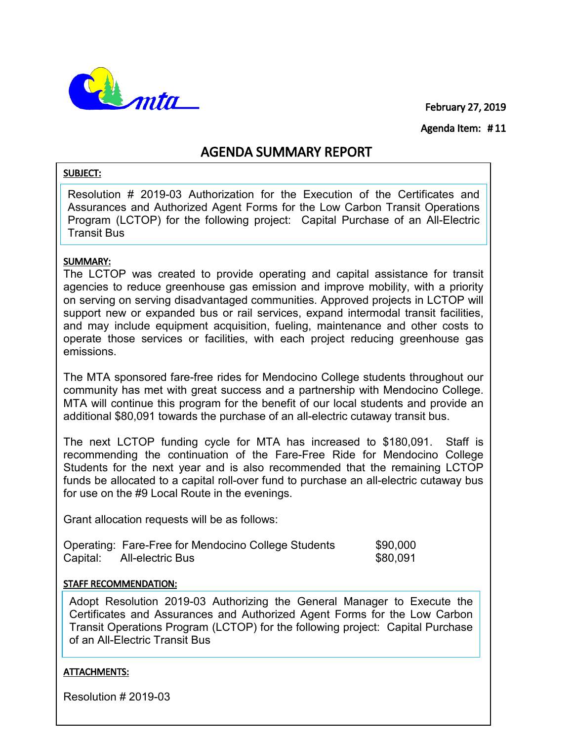February 27, 2019

Agenda Item: # 11

# AGENDA SUMMARY REPORT

**SUBJECT:**

Resolution # 2019-03 Authorization for the Execution of the Certificates and Assurances and Authorized Agent Forms for the Low Carbon Transit Operations Program (LCTOP) for the following project: Capital Purchase of an All-Electric Transit Bus

**SUMMARY:**

The LCTOP was created to provide operating and capital assistance for transit agencies to reduce greenhouse gas emission and improve mobility, with a priority on serving on serving disadvantaged communities. Approved projects in LCTOP will support new or expanded bus or rail services, expand intermodal transit facilities, and may include equipment acquisition, fueling, maintenance and other costs to operate those services or facilities, with each project reducing greenhouse gas emissions.

The MTA sponsored fare-free rides for Mendocino College students throughout our community has met with great success and a partnership with Mendocino College. MTA will continue this program for the benefit of our local students and provide an additional $80,091 towards the purchase of an all-electric cutaway transit bus.

The next LCTOP funding cycle for MTA has increased to $180,091. Staff is recommending the continuation of the Fare-Free Ride for Mendocino College Students for the next year and is also recommended that the remaining LCTOP funds be allocated to a capital roll-over fund to purchase an all-electric cutaway bus for use on the #9 Local Route in the evenings.

Grant allocation requests will be as follows:

| | | |
|---|---|---|
| Operating: | Fare-Free for Mendocino College Students | $90,000 |
| Capital: | All-electric Bus | $80,091 |

**STAFF RECOMMENDATION:**

Adopt Resolution 2019-03 Authorizing the General Manager to Execute the Certificates and Assurances and Authorized Agent Forms for the Low Carbon Transit Operations Program (LCTOP) for the following project: Capital Purchase of an All-Electric Transit Bus

**ATTACHMENTS:**

Resolution # 2019-03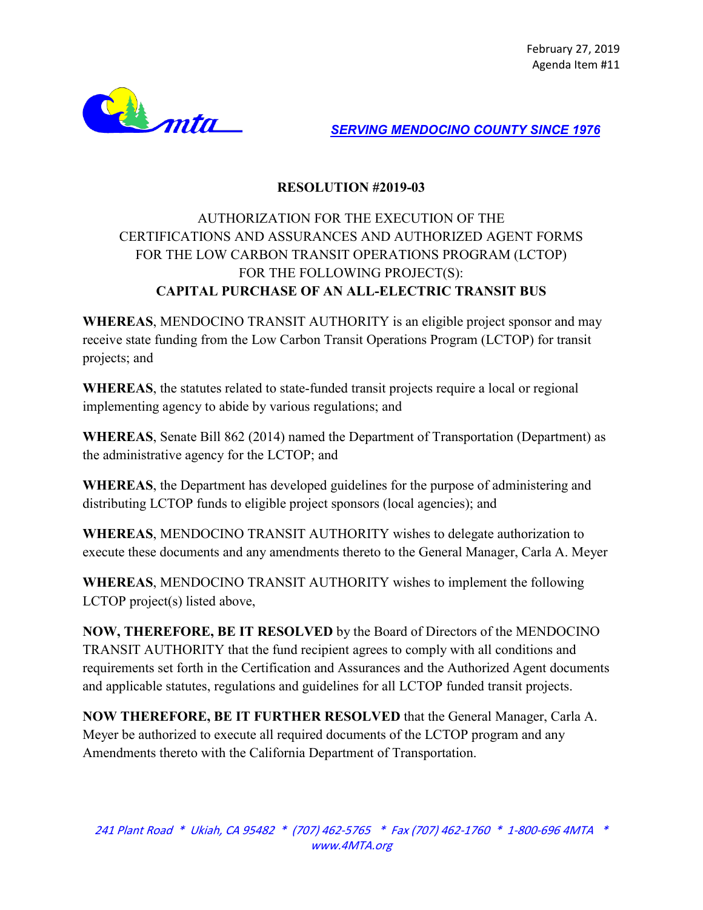February 27, 2019
Agenda Item #11

SERVING MENDOCINO COUNTY SINCE 1976

## RESOLUTION #2019-03

AUTHORIZATION FOR THE EXECUTION OF THE CERTIFICATIONS AND ASSURANCES AND AUTHORIZED AGENT FORMS FOR THE LOW CARBON TRANSIT OPERATIONS PROGRAM (LCTOP) FOR THE FOLLOWING PROJECT(S):
**CAPITAL PURCHASE OF AN ALL-ELECTRIC TRANSIT BUS**

**WHEREAS**, MENDOCINO TRANSIT AUTHORITY is an eligible project sponsor and may receive state funding from the Low Carbon Transit Operations Program (LCTOP) for transit projects; and

**WHEREAS**, the statutes related to state-funded transit projects require a local or regional implementing agency to abide by various regulations; and

**WHEREAS**, Senate Bill 862 (2014) named the Department of Transportation (Department) as the administrative agency for the LCTOP; and

**WHEREAS**, the Department has developed guidelines for the purpose of administering and distributing LCTOP funds to eligible project sponsors (local agencies); and

**WHEREAS**, MENDOCINO TRANSIT AUTHORITY wishes to delegate authorization to execute these documents and any amendments thereto to the General Manager, Carla A. Meyer

**WHEREAS**, MENDOCINO TRANSIT AUTHORITY wishes to implement the following LCTOP project(s) listed above,

**NOW, THEREFORE, BE IT RESOLVED** by the Board of Directors of the MENDOCINO TRANSIT AUTHORITY that the fund recipient agrees to comply with all conditions and requirements set forth in the Certification and Assurances and the Authorized Agent documents and applicable statutes, regulations and guidelines for all LCTOP funded transit projects.

**NOW THEREFORE, BE IT FURTHER RESOLVED** that the General Manager, Carla A. Meyer be authorized to execute all required documents of the LCTOP program and any Amendments thereto with the California Department of Transportation.

*241 Plant Road * Ukiah, CA 95482 * (707) 462-5765 * Fax (707) 462-1760 * 1-800-696 4MTA * www.4MTA.org*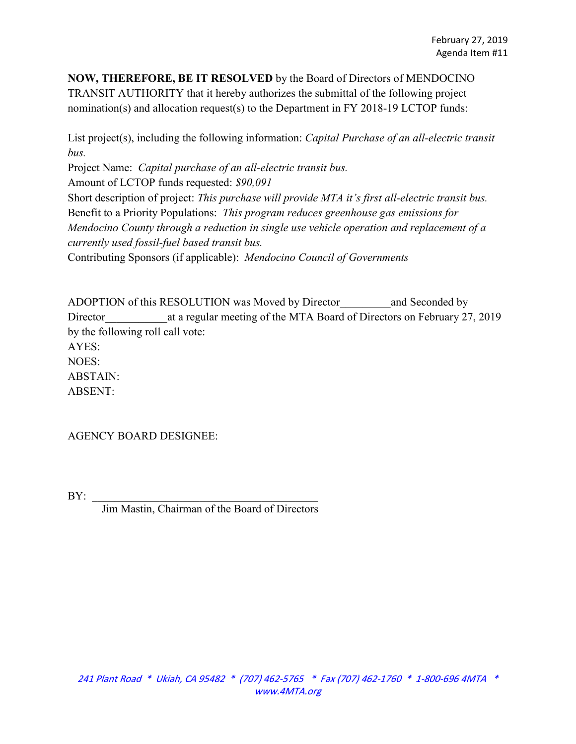February 27, 2019
Agenda Item #11

**NOW, THEREFORE, BE IT RESOLVED** by the Board of Directors of MENDOCINO TRANSIT AUTHORITY that it hereby authorizes the submittal of the following project nomination(s) and allocation request(s) to the Department in FY 2018-19 LCTOP funds:

List project(s), including the following information: *Capital Purchase of an all-electric transit bus.*
Project Name: *Capital purchase of an all-electric transit bus.*
Amount of LCTOP funds requested: *$90,091*
Short description of project: *This purchase will provide MTA it's first all-electric transit bus.*
Benefit to a Priority Populations: *This program reduces greenhouse gas emissions for Mendocino County through a reduction in single use vehicle operation and replacement of a currently used fossil-fuel based transit bus.*
Contributing Sponsors (if applicable): *Mendocino Council of Governments*

ADOPTION of this RESOLUTION was Moved by Director_________and Seconded by Director___________at a regular meeting of the MTA Board of Directors on February 27, 2019 by the following roll call vote:
AYES:
NOES:
ABSTAIN:
ABSENT:

AGENCY BOARD DESIGNEE:

BY: _______________________________________
Jim Mastin, Chairman of the Board of Directors

*241 Plant Road * Ukiah, CA 95482 * (707) 462-5765 * Fax (707) 462-1760 * 1-800-696 4MTA * www.4MTA.org*